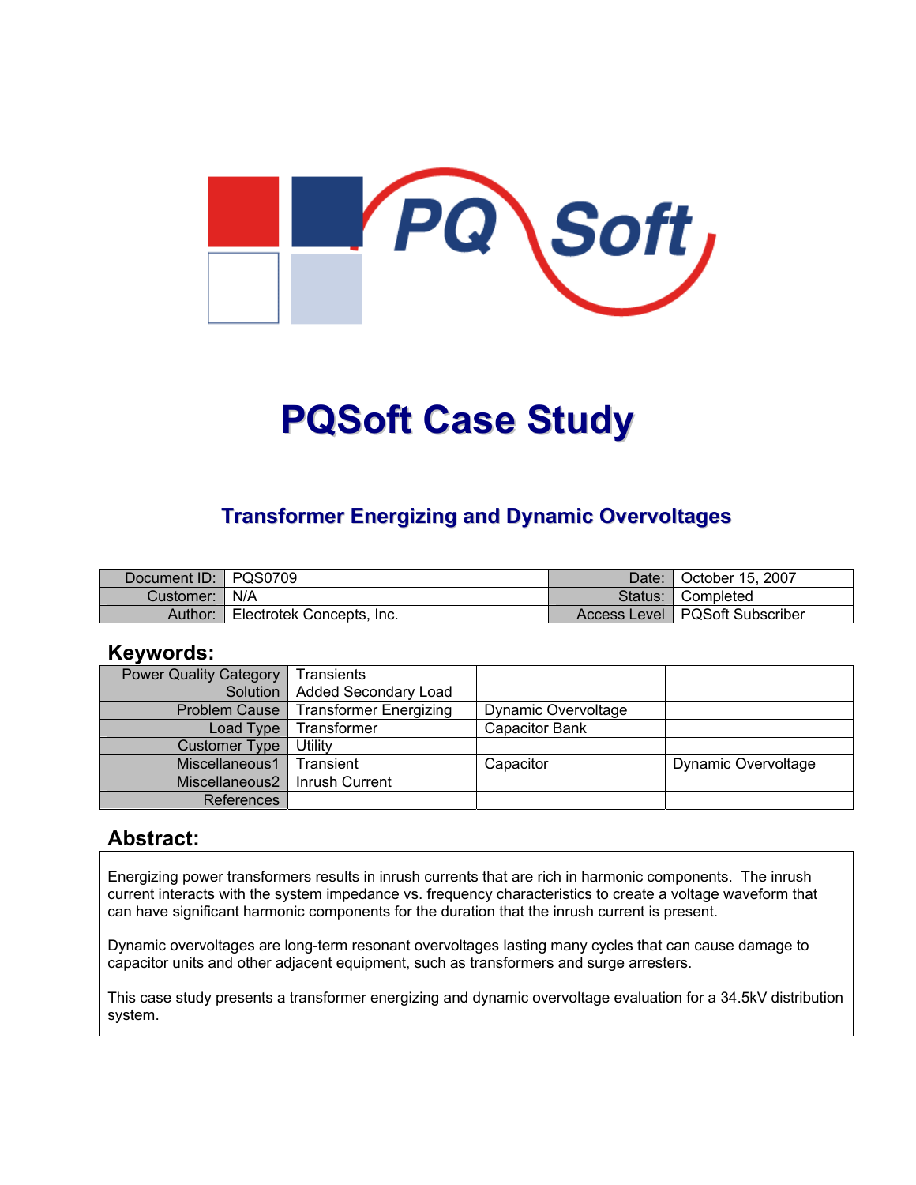# PQSoft Case Study

## Transformer Energizing and Dynamic Overvoltages

| Document ID: | PQS0709 | Date: | October 15, 2007 |
|---|---|---|---|
| Customer: | N/A | Status: | Completed |
| Author: | Electrotek Concepts, Inc. | Access Level | PQSoft Subscriber |

### Keywords:

| Power Quality Category | Transients | | |
|---|---|---|---|
| Solution | Added Secondary Load | | |
| Problem Cause | Transformer Energizing | Dynamic Overvoltage | |
| Load Type | Transformer | Capacitor Bank | |
| Customer Type | Utility | | |
| Miscellaneous1 | Transient | Capacitor | Dynamic Overvoltage |
| Miscellaneous2 | Inrush Current | | |
| References | | | |

### Abstract:

Energizing power transformers results in inrush currents that are rich in harmonic components. The inrush current interacts with the system impedance vs. frequency characteristics to create a voltage waveform that can have significant harmonic components for the duration that the inrush current is present.

Dynamic overvoltages are long-term resonant overvoltages lasting many cycles that can cause damage to capacitor units and other adjacent equipment, such as transformers and surge arresters.

This case study presents a transformer energizing and dynamic overvoltage evaluation for a 34.5kV distribution system.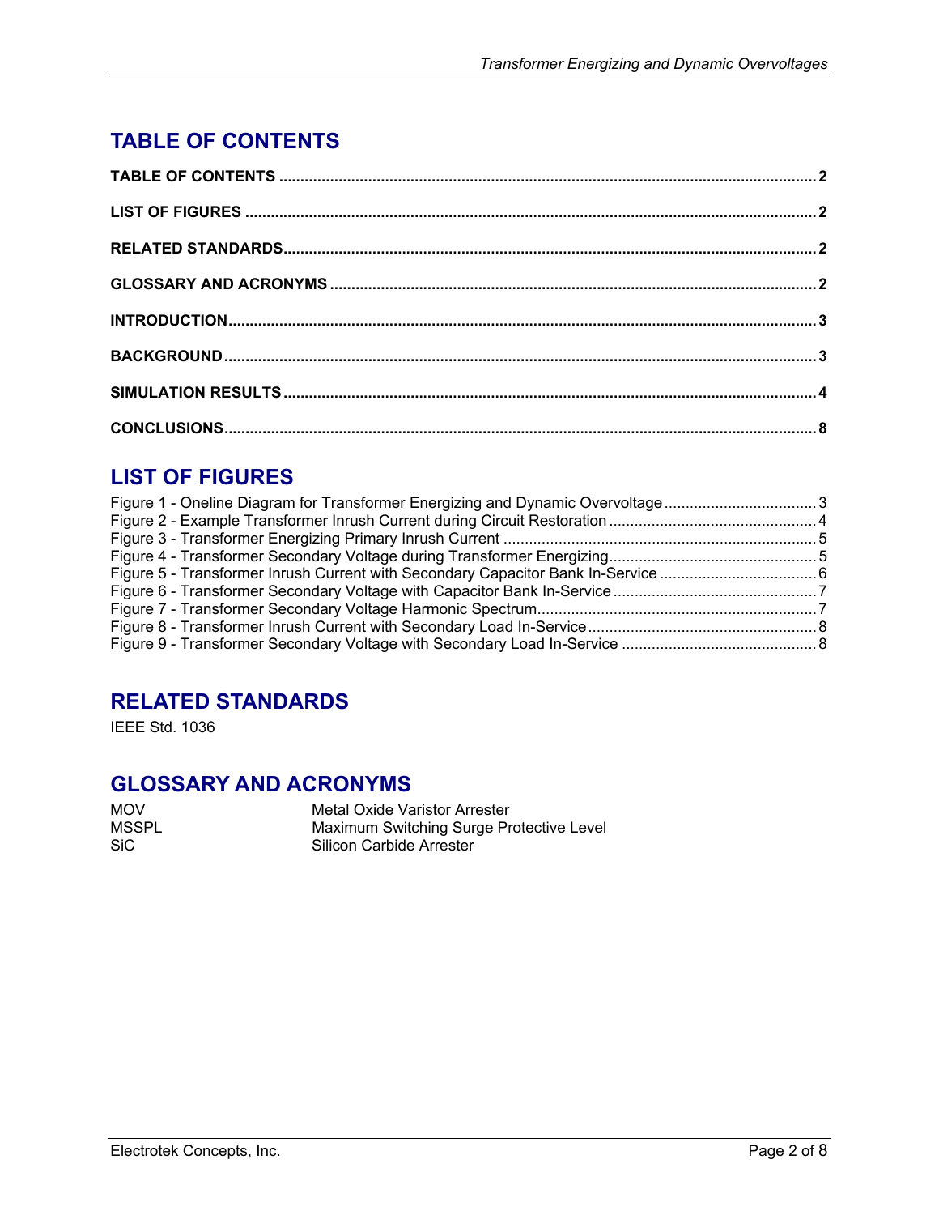## TABLE OF CONTENTS

**TABLE OF CONTENTS** .......... **2**

**LIST OF FIGURES** .......... **2**

**RELATED STANDARDS** .......... **2**

**GLOSSARY AND ACRONYMS** .......... **2**

**INTRODUCTION** .......... **3**

**BACKGROUND** .......... **3**

**SIMULATION RESULTS** .......... **4**

**CONCLUSIONS** .......... **8**

## LIST OF FIGURES

Figure 1 - Oneline Diagram for Transformer Energizing and Dynamic Overvoltage .......... 3
Figure 2 - Example Transformer Inrush Current during Circuit Restoration .......... 4
Figure 3 - Transformer Energizing Primary Inrush Current .......... 5
Figure 4 - Transformer Secondary Voltage during Transformer Energizing .......... 5
Figure 5 - Transformer Inrush Current with Secondary Capacitor Bank In-Service .......... 6
Figure 6 - Transformer Secondary Voltage with Capacitor Bank In-Service .......... 7
Figure 7 - Transformer Secondary Voltage Harmonic Spectrum .......... 7
Figure 8 - Transformer Inrush Current with Secondary Load In-Service .......... 8
Figure 9 - Transformer Secondary Voltage with Secondary Load In-Service .......... 8

## RELATED STANDARDS

IEEE Std. 1036

## GLOSSARY AND ACRONYMS

| | |
|---|---|
| MOV | Metal Oxide Varistor Arrester |
| MSSPL | Maximum Switching Surge Protective Level |
| SiC | Silicon Carbide Arrester |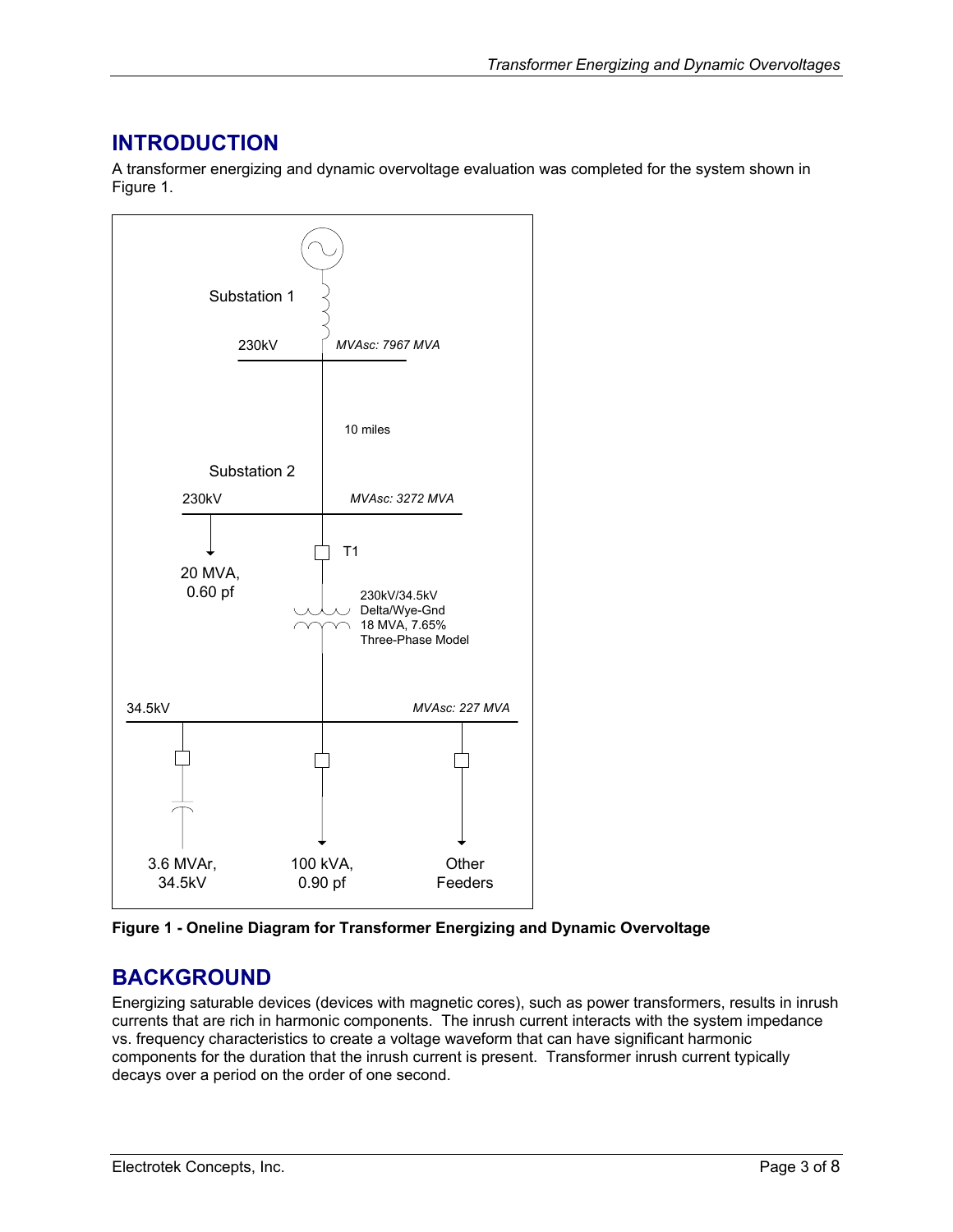## INTRODUCTION

A transformer energizing and dynamic overvoltage evaluation was completed for the system shown in Figure 1.

Substation 1

230kV — MVAsc: 7967 MVA

10 miles

Substation 2

230kV — MVAsc: 3272 MVA

20 MVA, 0.60 pf

T1

230kV/34.5kV
Delta/Wye-Gnd
18 MVA, 7.65%
Three-Phase Model

34.5kV — MVAsc: 227 MVA

3.6 MVAr, 34.5kV

100 kVA, 0.90 pf

Other Feeders

**Figure 1 - Oneline Diagram for Transformer Energizing and Dynamic Overvoltage**

## BACKGROUND

Energizing saturable devices (devices with magnetic cores), such as power transformers, results in inrush currents that are rich in harmonic components. The inrush current interacts with the system impedance vs. frequency characteristics to create a voltage waveform that can have significant harmonic components for the duration that the inrush current is present. Transformer inrush current typically decays over a period on the order of one second.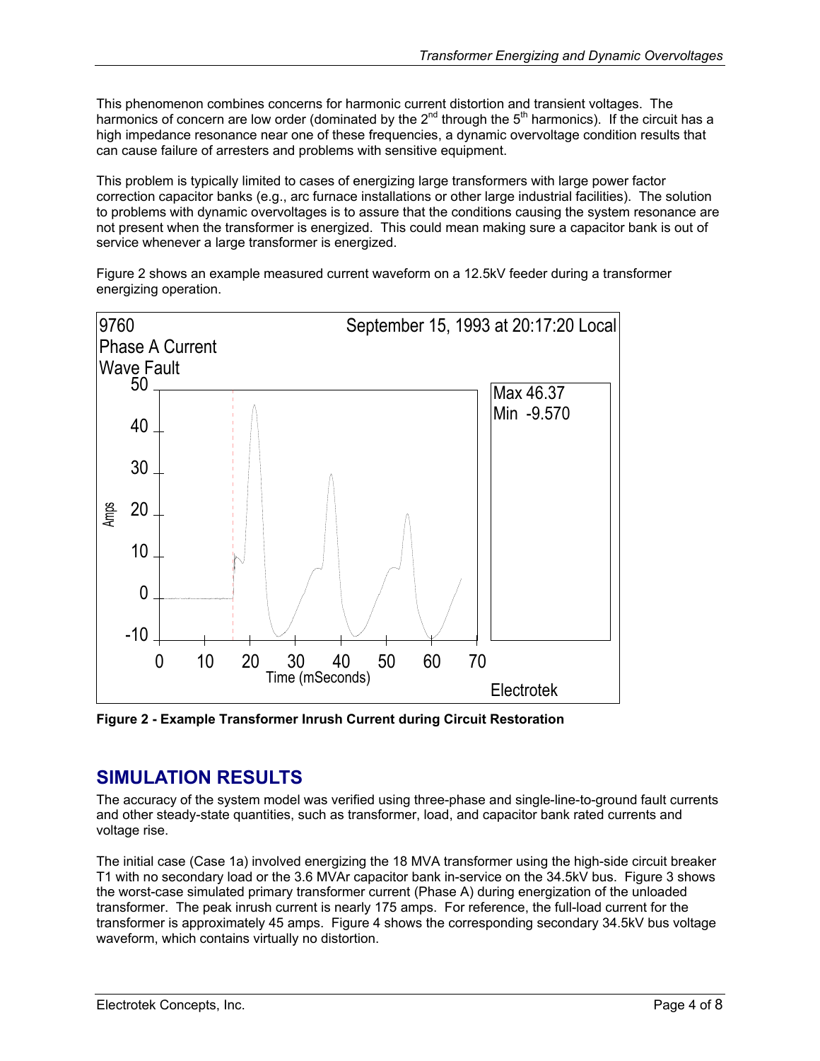This phenomenon combines concerns for harmonic current distortion and transient voltages. The harmonics of concern are low order (dominated by the 2nd through the 5th harmonics). If the circuit has a high impedance resonance near one of these frequencies, a dynamic overvoltage condition results that can cause failure of arresters and problems with sensitive equipment.

This problem is typically limited to cases of energizing large transformers with large power factor correction capacitor banks (e.g., arc furnace installations or other large industrial facilities). The solution to problems with dynamic overvoltages is to assure that the conditions causing the system resonance are not present when the transformer is energized. This could mean making sure a capacitor bank is out of service whenever a large transformer is energized.

Figure 2 shows an example measured current waveform on a 12.5kV feeder during a transformer energizing operation.

**Figure 2 - Example Transformer Inrush Current during Circuit Restoration**

## SIMULATION RESULTS

The accuracy of the system model was verified using three-phase and single-line-to-ground fault currents and other steady-state quantities, such as transformer, load, and capacitor bank rated currents and voltage rise.

The initial case (Case 1a) involved energizing the 18 MVA transformer using the high-side circuit breaker T1 with no secondary load or the 3.6 MVAr capacitor bank in-service on the 34.5kV bus. Figure 3 shows the worst-case simulated primary transformer current (Phase A) during energization of the unloaded transformer. The peak inrush current is nearly 175 amps. For reference, the full-load current for the transformer is approximately 45 amps. Figure 4 shows the corresponding secondary 34.5kV bus voltage waveform, which contains virtually no distortion.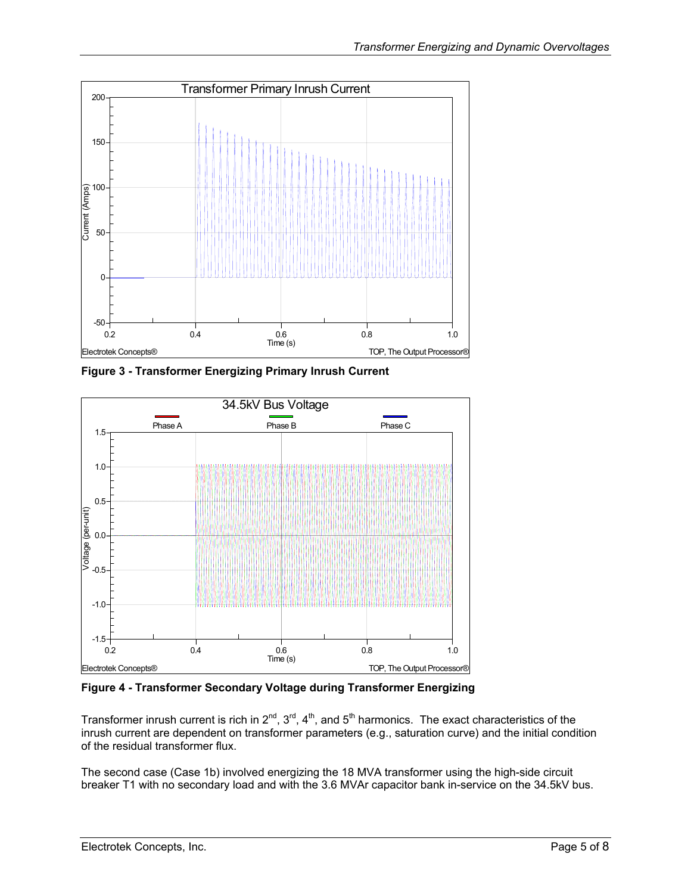**Figure 3 - Transformer Energizing Primary Inrush Current**

**Figure 4 - Transformer Secondary Voltage during Transformer Energizing**

Transformer inrush current is rich in 2nd, 3rd, 4th, and 5th harmonics. The exact characteristics of the inrush current are dependent on transformer parameters (e.g., saturation curve) and the initial condition of the residual transformer flux.

The second case (Case 1b) involved energizing the 18 MVA transformer using the high-side circuit breaker T1 with no secondary load and with the 3.6 MVAr capacitor bank in-service on the 34.5kV bus.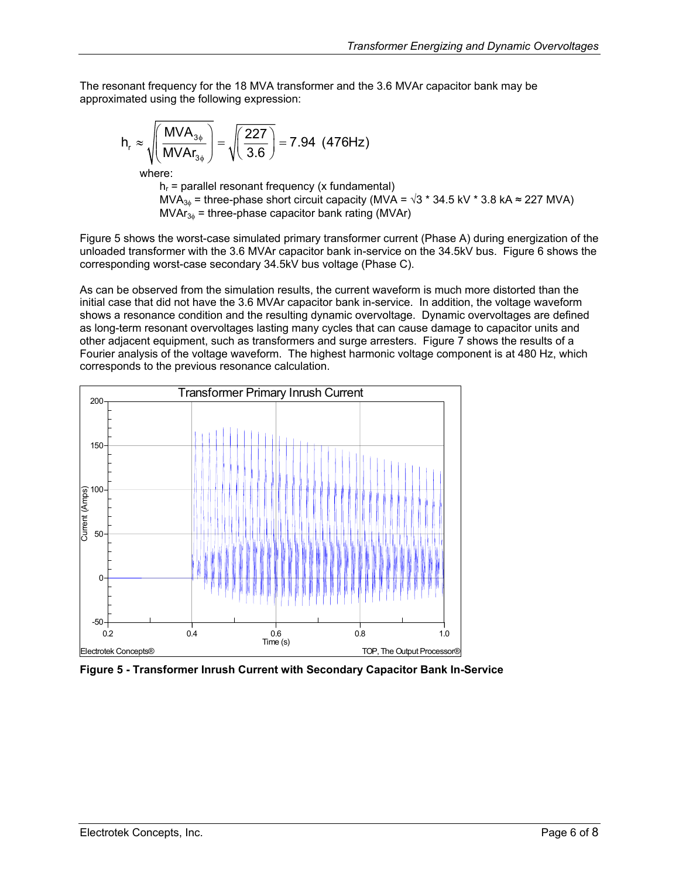The resonant frequency for the 18 MVA transformer and the 3.6 MVAr capacitor bank may be approximated using the following expression:

$$h_r \approx \sqrt{\left(\frac{MVA_{3\phi}}{MVAr_{3\phi}}\right)} = \sqrt{\left(\frac{227}{3.6}\right)} = 7.94 \ \ (476\text{Hz})$$

where:

$h_r$ = parallel resonant frequency (x fundamental)
$MVA_{3\phi}$ = three-phase short circuit capacity (MVA = $\sqrt{3}$ * 34.5 kV * 3.8 kA ≈ 227 MVA)
$MVAr_{3\phi}$ = three-phase capacitor bank rating (MVAr)

Figure 5 shows the worst-case simulated primary transformer current (Phase A) during energization of the unloaded transformer with the 3.6 MVAr capacitor bank in-service on the 34.5kV bus. Figure 6 shows the corresponding worst-case secondary 34.5kV bus voltage (Phase C).

As can be observed from the simulation results, the current waveform is much more distorted than the initial case that did not have the 3.6 MVAr capacitor bank in-service. In addition, the voltage waveform shows a resonance condition and the resulting dynamic overvoltage. Dynamic overvoltages are defined as long-term resonant overvoltages lasting many cycles that can cause damage to capacitor units and other adjacent equipment, such as transformers and surge arresters. Figure 7 shows the results of a Fourier analysis of the voltage waveform. The highest harmonic voltage component is at 480 Hz, which corresponds to the previous resonance calculation.

**Figure 5 - Transformer Inrush Current with Secondary Capacitor Bank In-Service**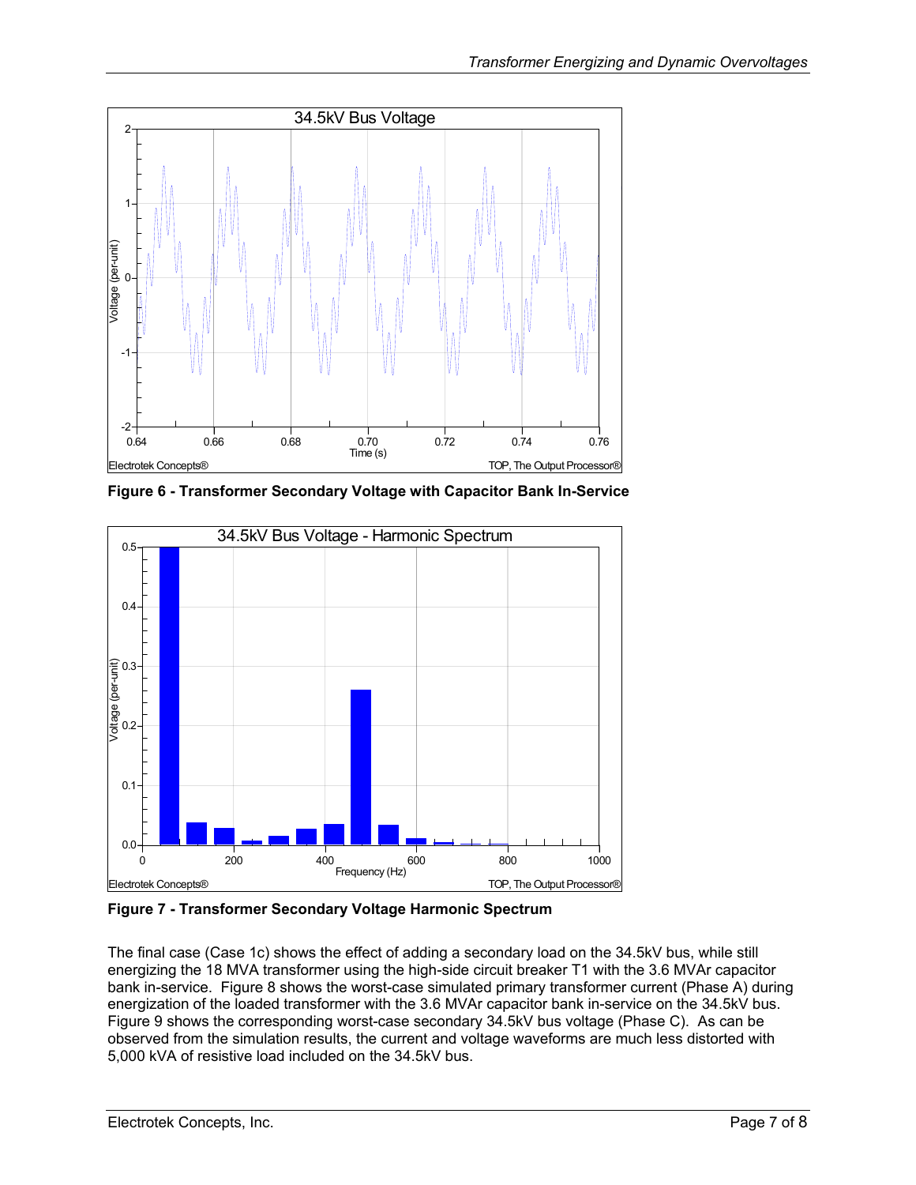**Figure 6 - Transformer Secondary Voltage with Capacitor Bank In-Service**

**Figure 7 - Transformer Secondary Voltage Harmonic Spectrum**

The final case (Case 1c) shows the effect of adding a secondary load on the 34.5kV bus, while still energizing the 18 MVA transformer using the high-side circuit breaker T1 with the 3.6 MVAr capacitor bank in-service. Figure 8 shows the worst-case simulated primary transformer current (Phase A) during energization of the loaded transformer with the 3.6 MVAr capacitor bank in-service on the 34.5kV bus. Figure 9 shows the corresponding worst-case secondary 34.5kV bus voltage (Phase C). As can be observed from the simulation results, the current and voltage waveforms are much less distorted with 5,000 kVA of resistive load included on the 34.5kV bus.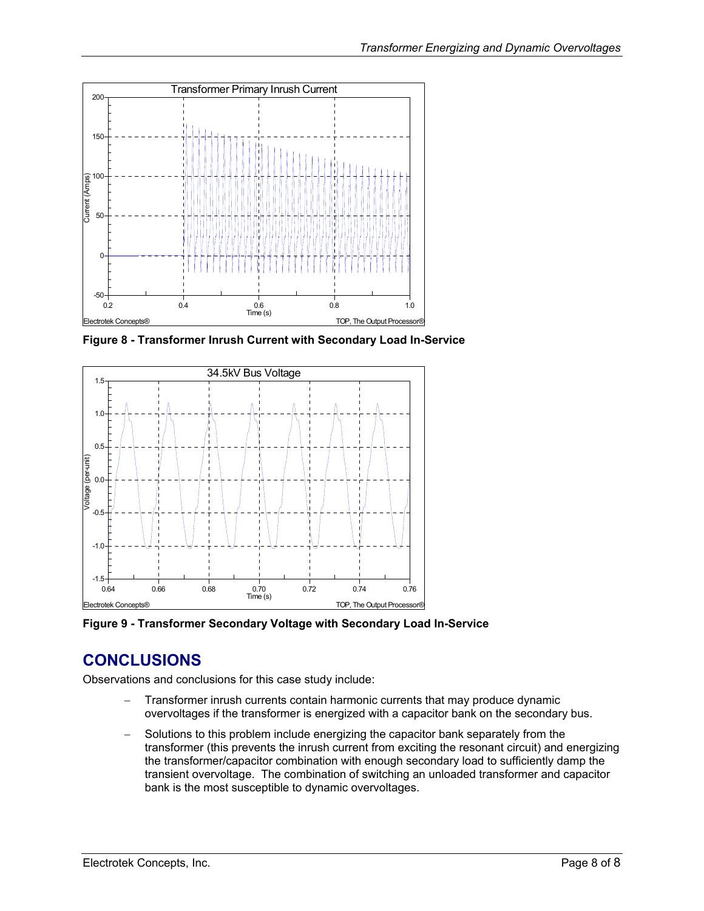Transformer Primary Inrush Current

200
150
100
50
0
-50

Current (Amps)

0.2
0.4
0.6
0.8
1.0

Time (s)

Electrotek Concepts®

TOP, The Output Processor®

**Figure 8 - Transformer Inrush Current with Secondary Load In-Service**

34.5kV Bus Voltage

1.5
1.0
0.5
0.0
-0.5
-1.0
-1.5

Voltage (per-unit)

0.64
0.66
0.68
0.70
0.72
0.74
0.76

Time (s)

Electrotek Concepts®

TOP, The Output Processor®

**Figure 9 - Transformer Secondary Voltage with Secondary Load In-Service**

## CONCLUSIONS

Observations and conclusions for this case study include:

- Transformer inrush currents contain harmonic currents that may produce dynamic overvoltages if the transformer is energized with a capacitor bank on the secondary bus.
- Solutions to this problem include energizing the capacitor bank separately from the transformer (this prevents the inrush current from exciting the resonant circuit) and energizing the transformer/capacitor combination with enough secondary load to sufficiently damp the transient overvoltage. The combination of switching an unloaded transformer and capacitor bank is the most susceptible to dynamic overvoltages.